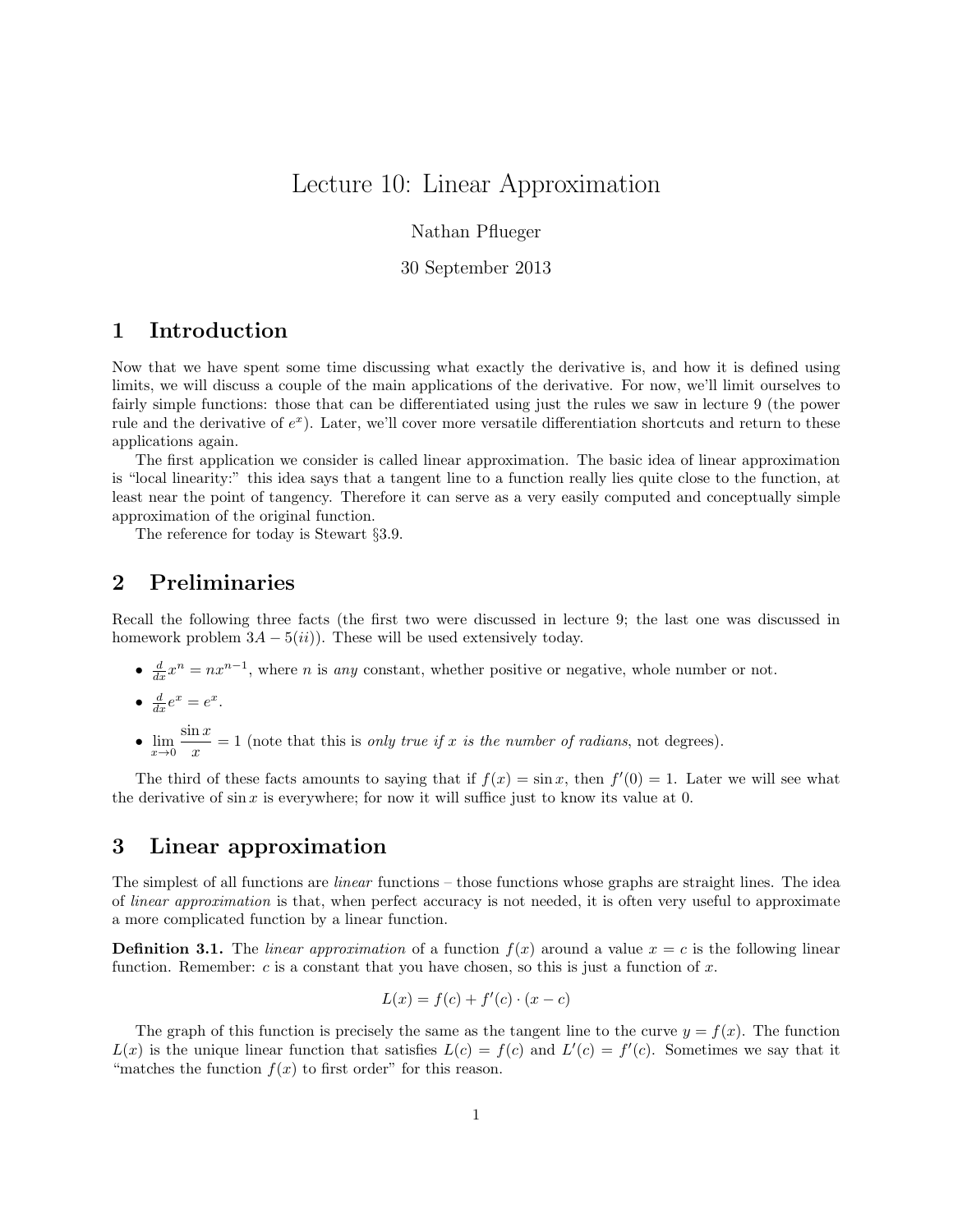# Lecture 10: Linear Approximation

Nathan Pflueger

30 September 2013

## 1 Introduction

Now that we have spent some time discussing what exactly the derivative is, and how it is defined using limits, we will discuss a couple of the main applications of the derivative. For now, we'll limit ourselves to fairly simple functions: those that can be differentiated using just the rules we saw in lecture 9 (the power rule and the derivative of $e^x$). Later, we'll cover more versatile differentiation shortcuts and return to these applications again.

The first application we consider is called linear approximation. The basic idea of linear approximation is "local linearity:" this idea says that a tangent line to a function really lies quite close to the function, at least near the point of tangency. Therefore it can serve as a very easily computed and conceptually simple approximation of the original function.

The reference for today is Stewart §3.9.

## 2 Preliminaries

Recall the following three facts (the first two were discussed in lecture 9; the last one was discussed in homework problem $3A - 5(ii)$). These will be used extensively today.

- $\frac{d}{dx}x^n = nx^{n-1}$, where $n$ is *any* constant, whether positive or negative, whole number or not.
- $\frac{d}{dx}e^x = e^x$.
- $\lim_{x \to 0} \frac{\sin x}{x} = 1$ (note that this is *only true if $x$ is the number of radians*, not degrees).

The third of these facts amounts to saying that if $f(x) = \sin x$, then $f'(0) = 1$. Later we will see what the derivative of $\sin x$ is everywhere; for now it will suffice just to know its value at 0.

## 3 Linear approximation

The simplest of all functions are *linear* functions – those functions whose graphs are straight lines. The idea of *linear approximation* is that, when perfect accuracy is not needed, it is often very useful to approximate a more complicated function by a linear function.

**Definition 3.1.** The *linear approximation* of a function $f(x)$ around a value $x = c$ is the following linear function. Remember: $c$ is a constant that you have chosen, so this is just a function of $x$.

$$L(x) = f(c) + f'(c) \cdot (x - c)$$

The graph of this function is precisely the same as the tangent line to the curve $y = f(x)$. The function $L(x)$ is the unique linear function that satisfies $L(c) = f(c)$ and $L'(c) = f'(c)$. Sometimes we say that it "matches the function $f(x)$ to first order" for this reason.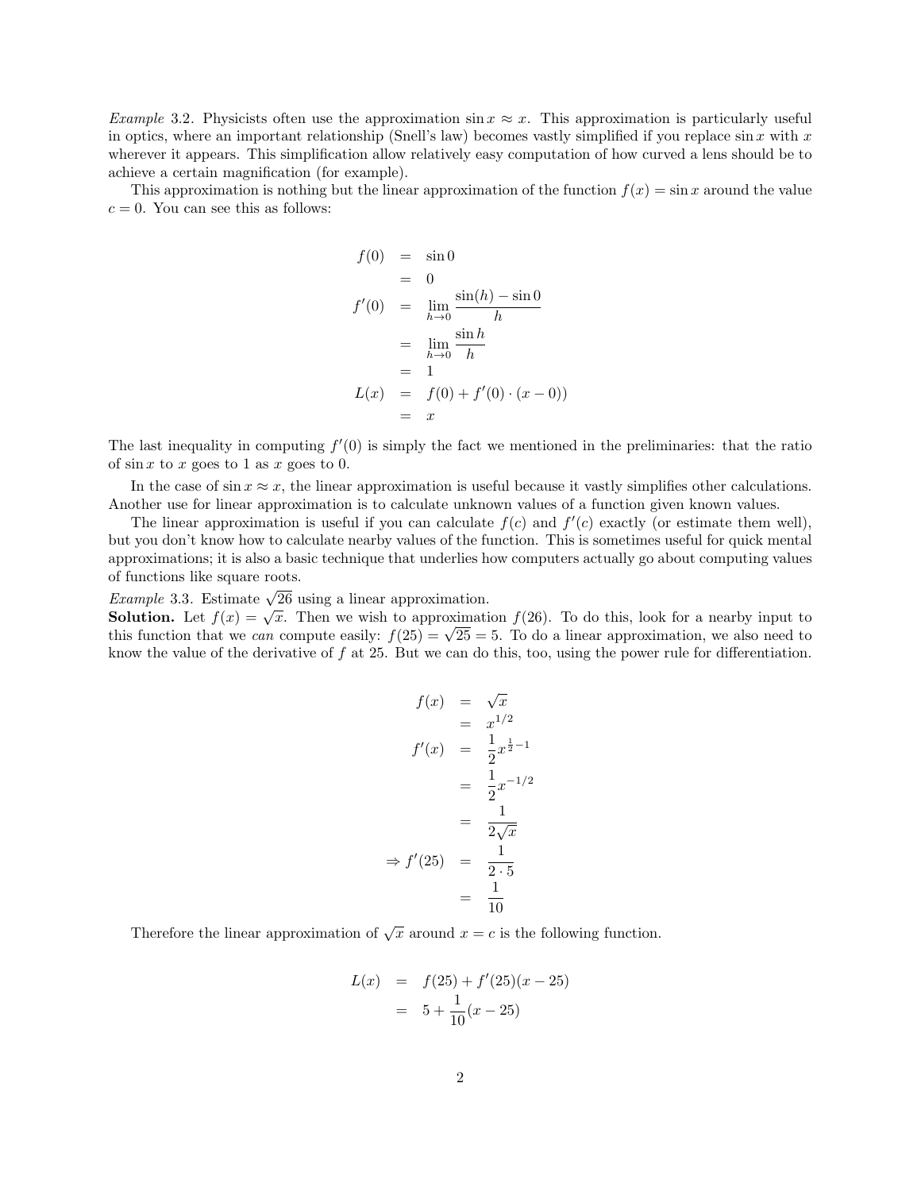*Example* 3.2. Physicists often use the approximation $\sin x \approx x$. This approximation is particularly useful in optics, where an important relationship (Snell's law) becomes vastly simplified if you replace $\sin x$ with $x$ wherever it appears. This simplification allow relatively easy computation of how curved a lens should be to achieve a certain magnification (for example).

This approximation is nothing but the linear approximation of the function $f(x) = \sin x$ around the value $c = 0$. You can see this as follows:

$$
\begin{aligned}
f(0) &= \sin 0 \\
&= 0 \\
f'(0) &= \lim_{h \to 0} \frac{\sin(h) - \sin 0}{h} \\
&= \lim_{h \to 0} \frac{\sin h}{h} \\
&= 1 \\
L(x) &= f(0) + f'(0) \cdot (x - 0)) \\
&= x
\end{aligned}
$$

The last inequality in computing $f'(0)$ is simply the fact we mentioned in the preliminaries: that the ratio of $\sin x$ to $x$ goes to 1 as $x$ goes to 0.

In the case of $\sin x \approx x$, the linear approximation is useful because it vastly simplifies other calculations. Another use for linear approximation is to calculate unknown values of a function given known values.

The linear approximation is useful if you can calculate $f(c)$ and $f'(c)$ exactly (or estimate them well), but you don't know how to calculate nearby values of the function. This is sometimes useful for quick mental approximations; it is also a basic technique that underlies how computers actually go about computing values of functions like square roots.

*Example* 3.3. Estimate $\sqrt{26}$ using a linear approximation.

**Solution.** Let $f(x) = \sqrt{x}$. Then we wish to approximation $f(26)$. To do this, look for a nearby input to this function that we *can* compute easily: $f(25) = \sqrt{25} = 5$. To do a linear approximation, we also need to know the value of the derivative of $f$ at 25. But we can do this, too, using the power rule for differentiation.

$$
\begin{aligned}
f(x) &= \sqrt{x} \\
&= x^{1/2} \\
f'(x) &= \frac{1}{2} x^{\frac{1}{2} - 1} \\
&= \frac{1}{2} x^{-1/2} \\
&= \frac{1}{2\sqrt{x}} \\
\Rightarrow f'(25) &= \frac{1}{2 \cdot 5} \\
&= \frac{1}{10}
\end{aligned}
$$

Therefore the linear approximation of $\sqrt{x}$ around $x = c$ is the following function.

$$
\begin{aligned}
L(x) &= f(25) + f'(25)(x - 25) \\
&= 5 + \frac{1}{10}(x - 25)
\end{aligned}
$$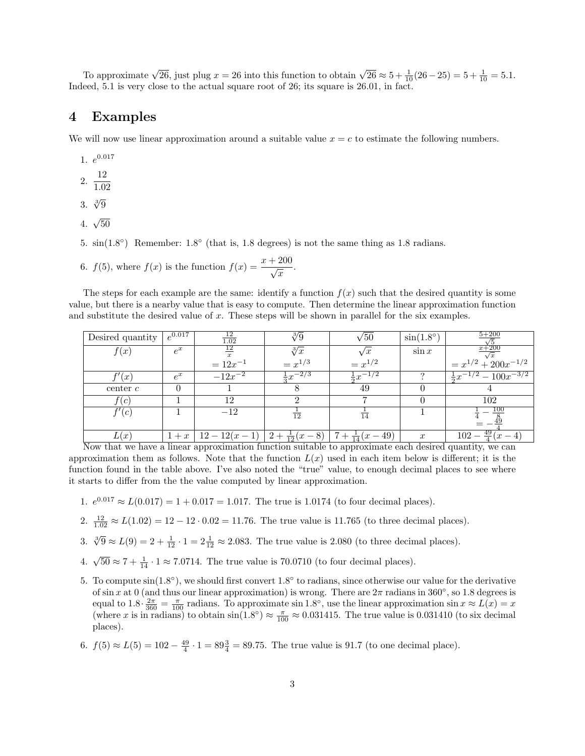To approximate $\sqrt{26}$, just plug $x = 26$ into this function to obtain $\sqrt{26} \approx 5 + \frac{1}{10}(26 - 25) = 5 + \frac{1}{10} = 5.1$. Indeed, 5.1 is very close to the actual square root of 26; its square is 26.01, in fact.

## 4 Examples

We will now use linear approximation around a suitable value $x = c$ to estimate the following numbers.

1. $e^{0.017}$
2. $\dfrac{12}{1.02}$
3. $\sqrt[3]{9}$
4. $\sqrt{50}$
5. $\sin(1.8^\circ)$ Remember: $1.8^\circ$ (that is, 1.8 degrees) is not the same thing as 1.8 radians.
6. $f(5)$, where $f(x)$ is the function $f(x) = \dfrac{x + 200}{\sqrt{x}}$.

The steps for each example are the same: identify a function $f(x)$ such that the desired quantity is some value, but there is a nearby value that is easy to compute. Then determine the linear approximation function and substitute the desired value of $x$. These steps will be shown in parallel for the six examples.

| Desired quantity | $e^{0.017}$ | $\frac{12}{1.02}$ | $\sqrt[3]{9}$ | $\sqrt{50}$ | $\sin(1.8^\circ)$ | $\frac{5+200}{\sqrt{5}}$ |
|---|---|---|---|---|---|---|
| $f(x)$ | $e^x$ | $\frac{12}{x}$ $= 12x^{-1}$ | $\sqrt[3]{x}$ $= x^{1/3}$ | $\sqrt{x}$ $= x^{1/2}$ | $\sin x$ | $\frac{x+200}{\sqrt{x}}$ $= x^{1/2} + 200x^{-1/2}$ |
| $f'(x)$ | $e^x$ | $-12x^{-2}$ | $\frac{1}{3}x^{-2/3}$ | $\frac{1}{2}x^{-1/2}$ | ? | $\frac{1}{2}x^{-1/2} - 100x^{-3/2}$ |
| center $c$ | 0 | 1 | 8 | 49 | 0 | 4 |
| $f(c)$ | 1 | 12 | 2 | 7 | 0 | 102 |
| $f'(c)$ | 1 | $-12$ | $\frac{1}{12}$ | $\frac{1}{14}$ | 1 | $\frac{1}{4} - \frac{100}{8}$ $= -\frac{49}{4}$ |
| $L(x)$ | $1 + x$ | $12 - 12(x - 1)$ | $2 + \frac{1}{12}(x - 8)$ | $7 + \frac{1}{14}(x - 49)$ | $x$ | $102 - \frac{49}{4}(x - 4)$ |

Now that we have a linear approximation function suitable to approximate each desired quantity, we can approximation them as follows. Note that the function $L(x)$ used in each item below is different; it is the function found in the table above. I've also noted the "true" value, to enough decimal places to see where it starts to differ from the the value computed by linear approximation.

1. $e^{0.017} \approx L(0.017) = 1 + 0.017 = 1.017$. The true is 1.0174 (to four decimal places).
2. $\frac{12}{1.02} \approx L(1.02) = 12 - 12 \cdot 0.02 = 11.76$. The true value is 11.765 (to three decimal places).
3. $\sqrt[3]{9} \approx L(9) = 2 + \frac{1}{12} \cdot 1 = 2\frac{1}{12} \approx 2.083$. The true value is 2.080 (to three decimal places).
4. $\sqrt{50} \approx 7 + \frac{1}{14} \cdot 1 \approx 7.0714$. The true value is 70.0710 (to four decimal places).
5. To compute $\sin(1.8^\circ)$, we should first convert $1.8^\circ$ to radians, since otherwise our value for the derivative of $\sin x$ at 0 (and thus our linear approximation) is wrong. There are $2\pi$ radians in $360^\circ$, so 1.8 degrees is equal to $1.8 \cdot \frac{2\pi}{360} = \frac{\pi}{100}$ radians. To approximate $\sin 1.8^\circ$, use the linear approximation $\sin x \approx L(x) = x$ (where $x$ is in radians) to obtain $\sin(1.8^\circ) \approx \frac{\pi}{100} \approx 0.031415$. The true value is 0.031410 (to six decimal places).
6. $f(5) \approx L(5) = 102 - \frac{49}{4} \cdot 1 = 89\frac{3}{4} = 89.75$. The true value is 91.7 (to one decimal place).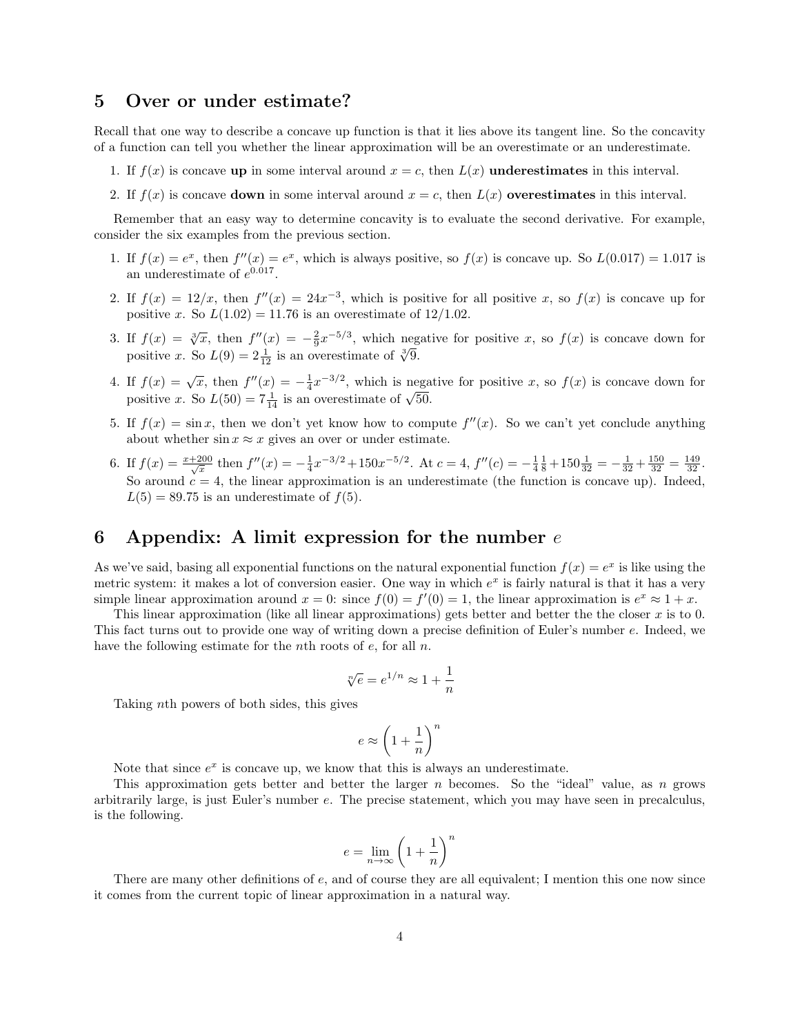## 5 Over or under estimate?

Recall that one way to describe a concave up function is that it lies above its tangent line. So the concavity of a function can tell you whether the linear approximation will be an overestimate or an underestimate.

1. If $f(x)$ is concave **up** in some interval around $x = c$, then $L(x)$ **underestimates** in this interval.
2. If $f(x)$ is concave **down** in some interval around $x = c$, then $L(x)$ **overestimates** in this interval.

Remember that an easy way to determine concavity is to evaluate the second derivative. For example, consider the six examples from the previous section.

1. If $f(x) = e^x$, then $f''(x) = e^x$, which is always positive, so $f(x)$ is concave up. So $L(0.017) = 1.017$ is an underestimate of $e^{0.017}$.
2. If $f(x) = 12/x$, then $f''(x) = 24x^{-3}$, which is positive for all positive $x$, so $f(x)$ is concave up for positive $x$. So $L(1.02) = 11.76$ is an overestimate of $12/1.02$.
3. If $f(x) = \sqrt[3]{x}$, then $f''(x) = -\frac{2}{9}x^{-5/3}$, which negative for positive $x$, so $f(x)$ is concave down for positive $x$. So $L(9) = 2\frac{1}{12}$ is an overestimate of $\sqrt[3]{9}$.
4. If $f(x) = \sqrt{x}$, then $f''(x) = -\frac{1}{4}x^{-3/2}$, which is negative for positive $x$, so $f(x)$ is concave down for positive $x$. So $L(50) = 7\frac{1}{14}$ is an overestimate of $\sqrt{50}$.
5. If $f(x) = \sin x$, then we don't yet know how to compute $f''(x)$. So we can't yet conclude anything about whether $\sin x \approx x$ gives an over or under estimate.
6. If $f(x) = \frac{x+200}{\sqrt{x}}$ then $f''(x) = -\frac{1}{4}x^{-3/2} + 150x^{-5/2}$. At $c = 4$, $f''(c) = -\frac{1}{4}\frac{1}{8} + 150\frac{1}{32} = -\frac{1}{32} + \frac{150}{32} = \frac{149}{32}$. So around $c = 4$, the linear approximation is an underestimate (the function is concave up). Indeed, $L(5) = 89.75$ is an underestimate of $f(5)$.

## 6 Appendix: A limit expression for the number $e$

As we've said, basing all exponential functions on the natural exponential function $f(x) = e^x$ is like using the metric system: it makes a lot of conversion easier. One way in which $e^x$ is fairly natural is that it has a very simple linear approximation around $x = 0$: since $f(0) = f'(0) = 1$, the linear approximation is $e^x \approx 1 + x$.

This linear approximation (like all linear approximations) gets better and better the the closer $x$ is to 0. This fact turns out to provide one way of writing down a precise definition of Euler's number $e$. Indeed, we have the following estimate for the $n$th roots of $e$, for all $n$.

$$\sqrt[n]{e} = e^{1/n} \approx 1 + \frac{1}{n}$$

Taking $n$th powers of both sides, this gives

$$e \approx \left(1 + \frac{1}{n}\right)^n$$

Note that since $e^x$ is concave up, we know that this is always an underestimate.

This approximation gets better and better the larger $n$ becomes. So the "ideal" value, as $n$ grows arbitrarily large, is just Euler's number $e$. The precise statement, which you may have seen in precalculus, is the following.

$$e = \lim_{n\to\infty} \left(1 + \frac{1}{n}\right)^n$$

There are many other definitions of $e$, and of course they are all equivalent; I mention this one now since it comes from the current topic of linear approximation in a natural way.